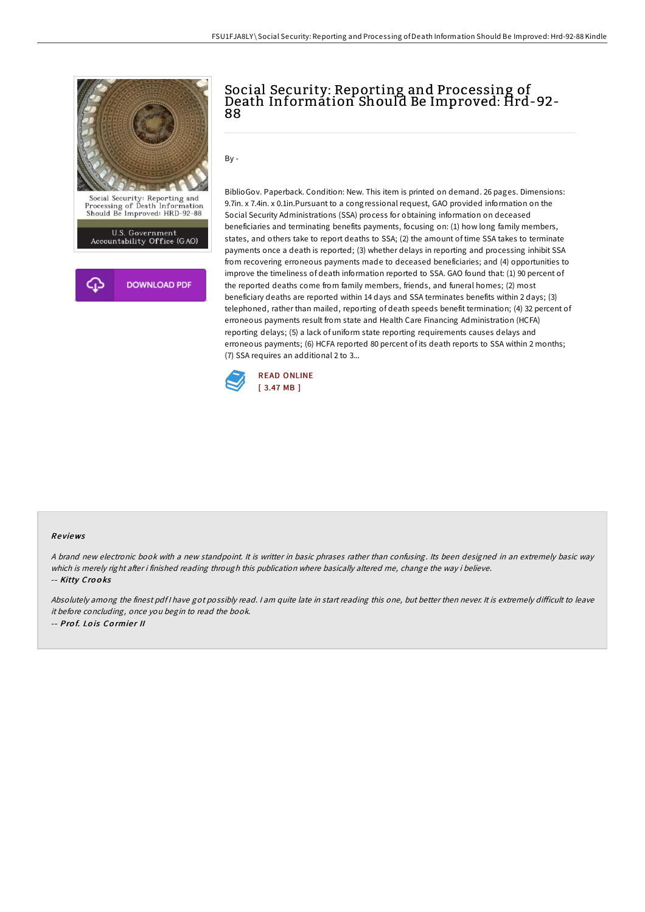# Social Security: Reporting and Processing of Death Information Should Be Improved: Hrd-92-88

By -

BiblioGov. Paperback. Condition: New. This item is printed on demand. 26 pages. Dimensions: 9.7in. x 7.4in. x 0.1in.Pursuant to a congressional request, GAO provided information on the Social Security Administrations (SSA) process for obtaining information on deceased beneficiaries and terminating benefits payments, focusing on: (1) how long family members, states, and others take to report deaths to SSA; (2) the amount of time SSA takes to terminate payments once a death is reported; (3) whether delays in reporting and processing inhibit SSA from recovering erroneous payments made to deceased beneficiaries; and (4) opportunities to improve the timeliness of death information reported to SSA. GAO found that: (1) 90 percent of the reported deaths come from family members, friends, and funeral homes; (2) most beneficiary deaths are reported within 14 days and SSA terminates benefits within 2 days; (3) telephoned, rather than mailed, reporting of death speeds benefit termination; (4) 32 percent of erroneous payments result from state and Health Care Financing Administration (HCFA) reporting delays; (5) a lack of uniform state reporting requirements causes delays and erroneous payments; (6) HCFA reported 80 percent of its death reports to SSA within 2 months; (7) SSA requires an additional 2 to 3...

READ ONLINE
[ 3.47 MB ]

## Reviews

*A brand new electronic book with a new standpoint. It is writter in basic phrases rather than confusing. Its been designed in an extremely basic way which is merely right after i finished reading through this publication where basically altered me, change the way i believe.*

-- ***Kitty Crooks***

*Absolutely among the finest pdf I have got possibly read. I am quite late in start reading this one, but better then never. It is extremely difficult to leave it before concluding, once you begin to read the book.*

-- ***Prof. Lois Cormier II***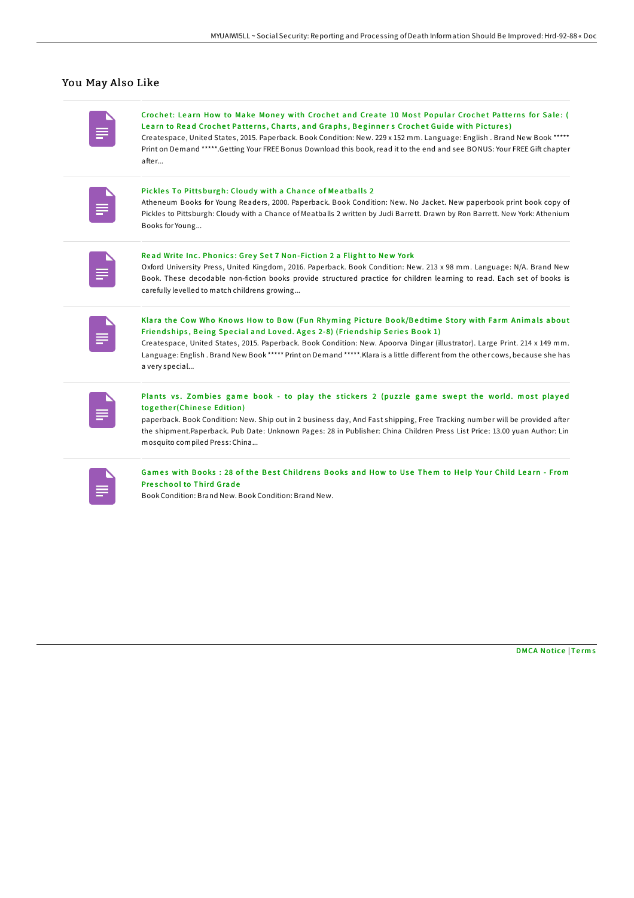## You May Also Like

**Crochet: Learn How to Make Money with Crochet and Create 10 Most Popular Crochet Patterns for Sale: ( Learn to Read Crochet Patterns, Charts, and Graphs, Beginner s Crochet Guide with Pictures)**

Createspace, United States, 2015. Paperback. Book Condition: New. 229 x 152 mm. Language: English . Brand New Book ***** Print on Demand *****.Getting Your FREE Bonus Download this book, read it to the end and see BONUS: Your FREE Gift chapter after...

**Pickles To Pittsburgh: Cloudy with a Chance of Meatballs 2**

Atheneum Books for Young Readers, 2000. Paperback. Book Condition: New. No Jacket. New paperbook print book copy of Pickles to Pittsburgh: Cloudy with a Chance of Meatballs 2 written by Judi Barrett. Drawn by Ron Barrett. New York: Athenium Books for Young...

**Read Write Inc. Phonics: Grey Set 7 Non-Fiction 2 a Flight to New York**

Oxford University Press, United Kingdom, 2016. Paperback. Book Condition: New. 213 x 98 mm. Language: N/A. Brand New Book. These decodable non-fiction books provide structured practice for children learning to read. Each set of books is carefully levelled to match childrens growing...

**Klara the Cow Who Knows How to Bow (Fun Rhyming Picture Book/Bedtime Story with Farm Animals about Friendships, Being Special and Loved. Ages 2-8) (Friendship Series Book 1)**

Createspace, United States, 2015. Paperback. Book Condition: New. Apoorva Dingar (illustrator). Large Print. 214 x 149 mm. Language: English . Brand New Book ***** Print on Demand *****.Klara is a little different from the other cows, because she has a very special...

**Plants vs. Zombies game book - to play the stickers 2 (puzzle game swept the world. most played together(Chinese Edition)**

paperback. Book Condition: New. Ship out in 2 business day, And Fast shipping, Free Tracking number will be provided after the shipment.Paperback. Pub Date: Unknown Pages: 28 in Publisher: China Children Press List Price: 13.00 yuan Author: Lin mosquito compiled Press: China...

**Games with Books : 28 of the Best Childrens Books and How to Use Them to Help Your Child Learn - From Preschool to Third Grade**

Book Condition: Brand New. Book Condition: Brand New.